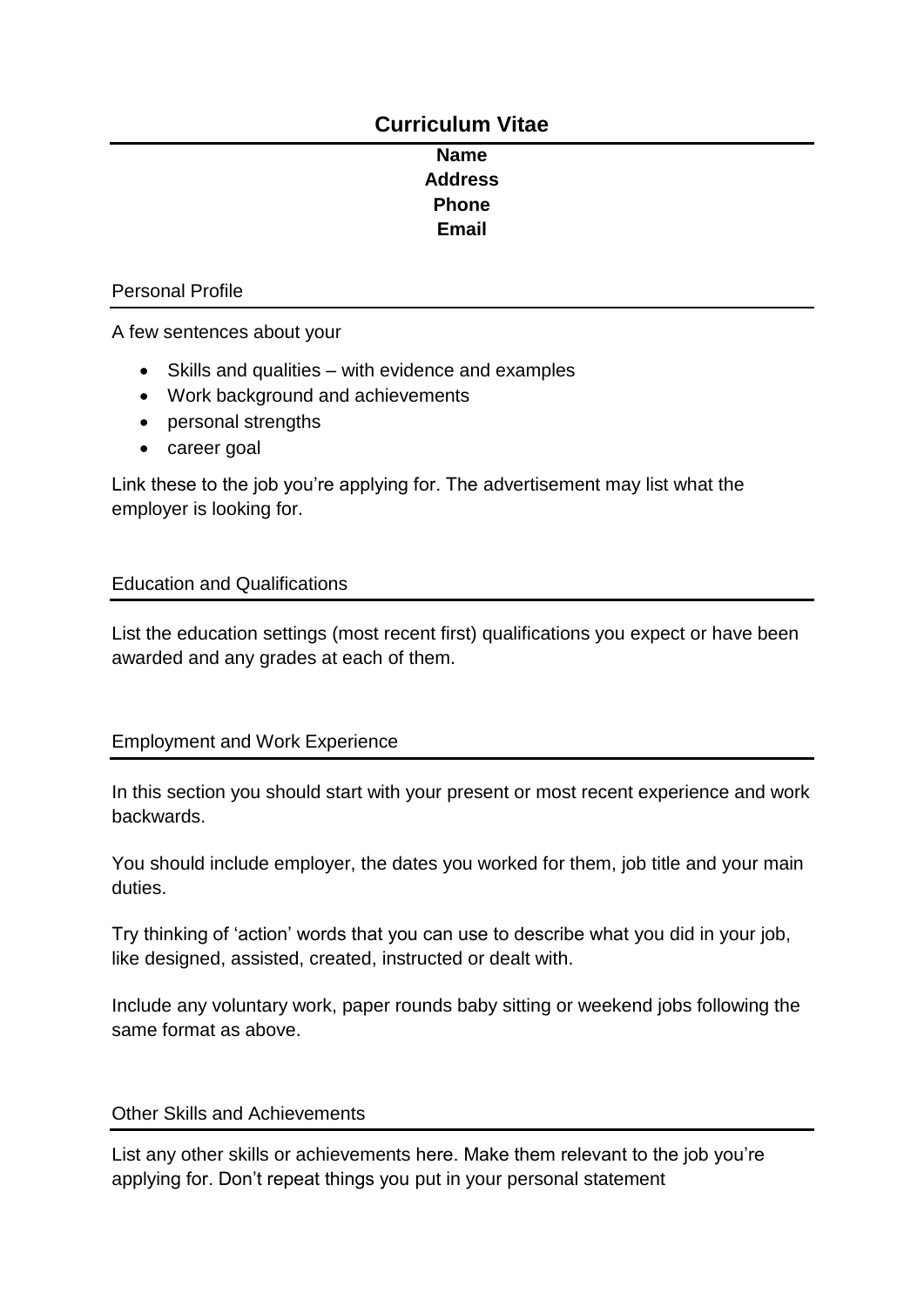# Curriculum Vitae

**Name**
**Address**
**Phone**
**Email**

## Personal Profile

A few sentences about your

- Skills and qualities – with evidence and examples
- Work background and achievements
- personal strengths
- career goal

Link these to the job you're applying for. The advertisement may list what the employer is looking for.

## Education and Qualifications

List the education settings (most recent first) qualifications you expect or have been awarded and any grades at each of them.

## Employment and Work Experience

In this section you should start with your present or most recent experience and work backwards.

You should include employer, the dates you worked for them, job title and your main duties.

Try thinking of 'action' words that you can use to describe what you did in your job, like designed, assisted, created, instructed or dealt with.

Include any voluntary work, paper rounds baby sitting or weekend jobs following the same format as above.

## Other Skills and Achievements

List any other skills or achievements here. Make them relevant to the job you're applying for. Don't repeat things you put in your personal statement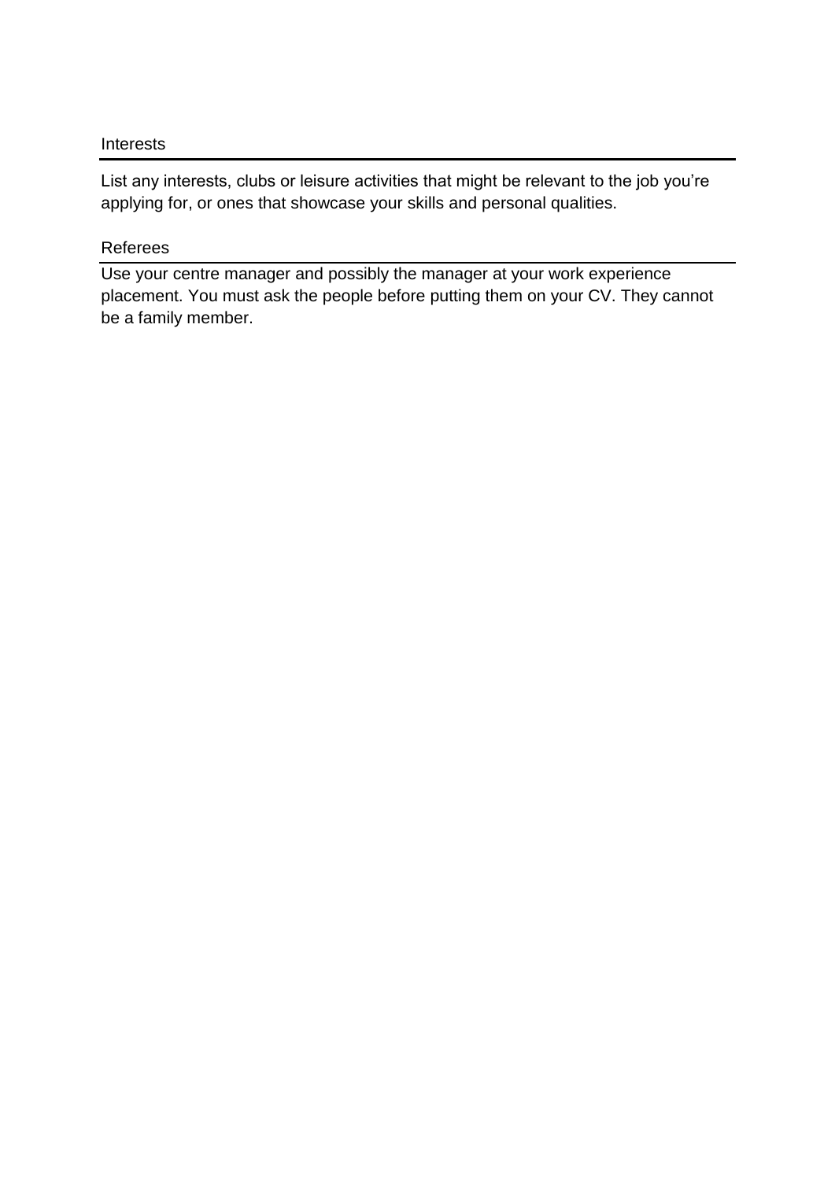## Interests

List any interests, clubs or leisure activities that might be relevant to the job you're applying for, or ones that showcase your skills and personal qualities.

## Referees

Use your centre manager and possibly the manager at your work experience placement. You must ask the people before putting them on your CV. They cannot be a family member.